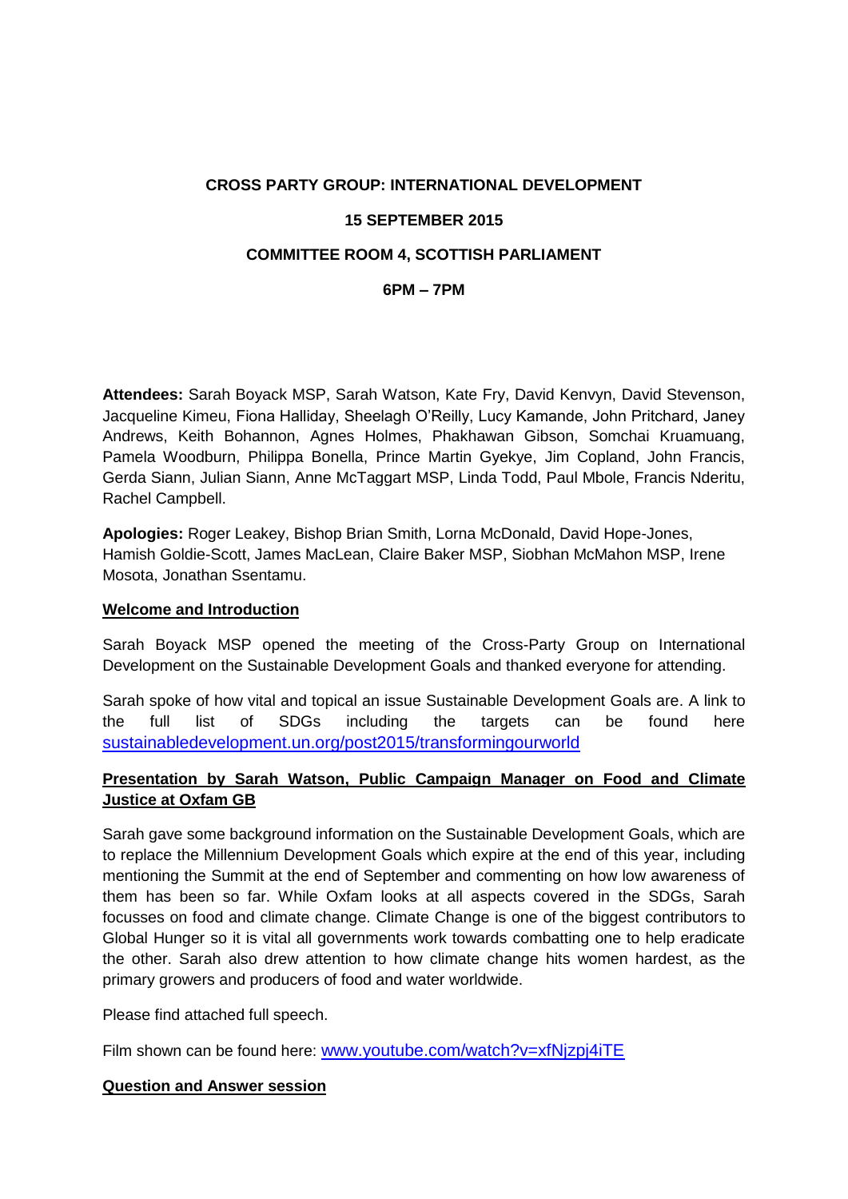**CROSS PARTY GROUP: INTERNATIONAL DEVELOPMENT**

**15 SEPTEMBER 2015**

**COMMITTEE ROOM 4, SCOTTISH PARLIAMENT**

**6PM – 7PM**

**Attendees:** Sarah Boyack MSP, Sarah Watson, Kate Fry, David Kenvyn, David Stevenson, Jacqueline Kimeu, Fiona Halliday, Sheelagh O'Reilly, Lucy Kamande, John Pritchard, Janey Andrews, Keith Bohannon, Agnes Holmes, Phakhawan Gibson, Somchai Kruamuang, Pamela Woodburn, Philippa Bonella, Prince Martin Gyekye, Jim Copland, John Francis, Gerda Siann, Julian Siann, Anne McTaggart MSP, Linda Todd, Paul Mbole, Francis Nderitu, Rachel Campbell.

**Apologies:** Roger Leakey, Bishop Brian Smith, Lorna McDonald, David Hope-Jones, Hamish Goldie-Scott, James MacLean, Claire Baker MSP, Siobhan McMahon MSP, Irene Mosota, Jonathan Ssentamu.

**Welcome and Introduction**

Sarah Boyack MSP opened the meeting of the Cross-Party Group on International Development on the Sustainable Development Goals and thanked everyone for attending.

Sarah spoke of how vital and topical an issue Sustainable Development Goals are. A link to the full list of SDGs including the targets can be found here sustainabledevelopment.un.org/post2015/transformingourworld

**Presentation by Sarah Watson, Public Campaign Manager on Food and Climate Justice at Oxfam GB**

Sarah gave some background information on the Sustainable Development Goals, which are to replace the Millennium Development Goals which expire at the end of this year, including mentioning the Summit at the end of September and commenting on how low awareness of them has been so far. While Oxfam looks at all aspects covered in the SDGs, Sarah focusses on food and climate change. Climate Change is one of the biggest contributors to Global Hunger so it is vital all governments work towards combatting one to help eradicate the other. Sarah also drew attention to how climate change hits women hardest, as the primary growers and producers of food and water worldwide.

Please find attached full speech.

Film shown can be found here: www.youtube.com/watch?v=xfNjzpj4iTE

**Question and Answer session**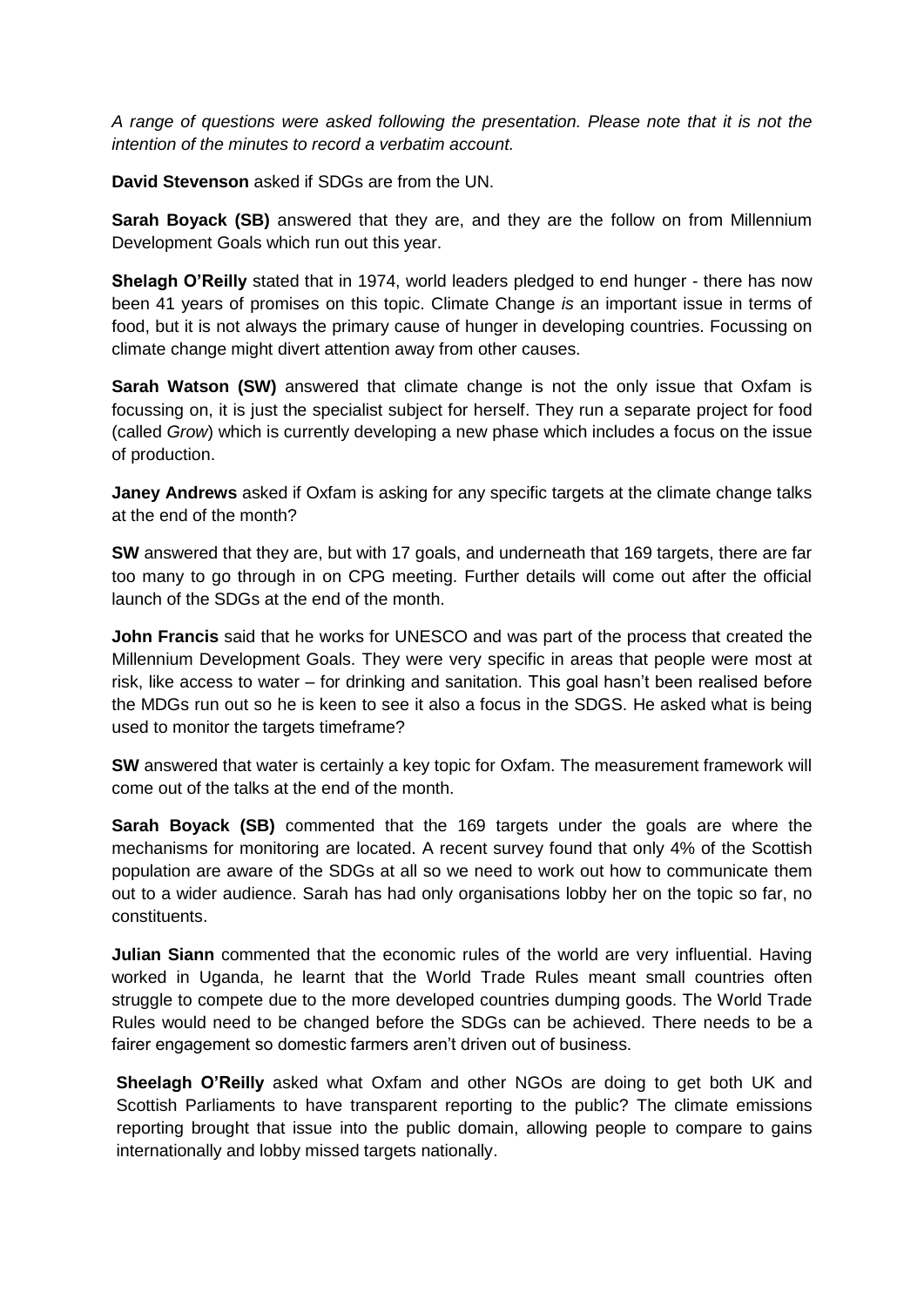*A range of questions were asked following the presentation. Please note that it is not the intention of the minutes to record a verbatim account.*

**David Stevenson** asked if SDGs are from the UN.

**Sarah Boyack (SB)** answered that they are, and they are the follow on from Millennium Development Goals which run out this year.

**Shelagh O'Reilly** stated that in 1974, world leaders pledged to end hunger - there has now been 41 years of promises on this topic. Climate Change *is* an important issue in terms of food, but it is not always the primary cause of hunger in developing countries. Focussing on climate change might divert attention away from other causes.

**Sarah Watson (SW)** answered that climate change is not the only issue that Oxfam is focussing on, it is just the specialist subject for herself. They run a separate project for food (called *Grow*) which is currently developing a new phase which includes a focus on the issue of production.

**Janey Andrews** asked if Oxfam is asking for any specific targets at the climate change talks at the end of the month?

**SW** answered that they are, but with 17 goals, and underneath that 169 targets, there are far too many to go through in on CPG meeting. Further details will come out after the official launch of the SDGs at the end of the month.

**John Francis** said that he works for UNESCO and was part of the process that created the Millennium Development Goals. They were very specific in areas that people were most at risk, like access to water – for drinking and sanitation. This goal hasn't been realised before the MDGs run out so he is keen to see it also a focus in the SDGS. He asked what is being used to monitor the targets timeframe?

**SW** answered that water is certainly a key topic for Oxfam. The measurement framework will come out of the talks at the end of the month.

**Sarah Boyack (SB)** commented that the 169 targets under the goals are where the mechanisms for monitoring are located. A recent survey found that only 4% of the Scottish population are aware of the SDGs at all so we need to work out how to communicate them out to a wider audience. Sarah has had only organisations lobby her on the topic so far, no constituents.

**Julian Siann** commented that the economic rules of the world are very influential. Having worked in Uganda, he learnt that the World Trade Rules meant small countries often struggle to compete due to the more developed countries dumping goods. The World Trade Rules would need to be changed before the SDGs can be achieved. There needs to be a fairer engagement so domestic farmers aren't driven out of business.

**Sheelagh O'Reilly** asked what Oxfam and other NGOs are doing to get both UK and Scottish Parliaments to have transparent reporting to the public? The climate emissions reporting brought that issue into the public domain, allowing people to compare to gains internationally and lobby missed targets nationally.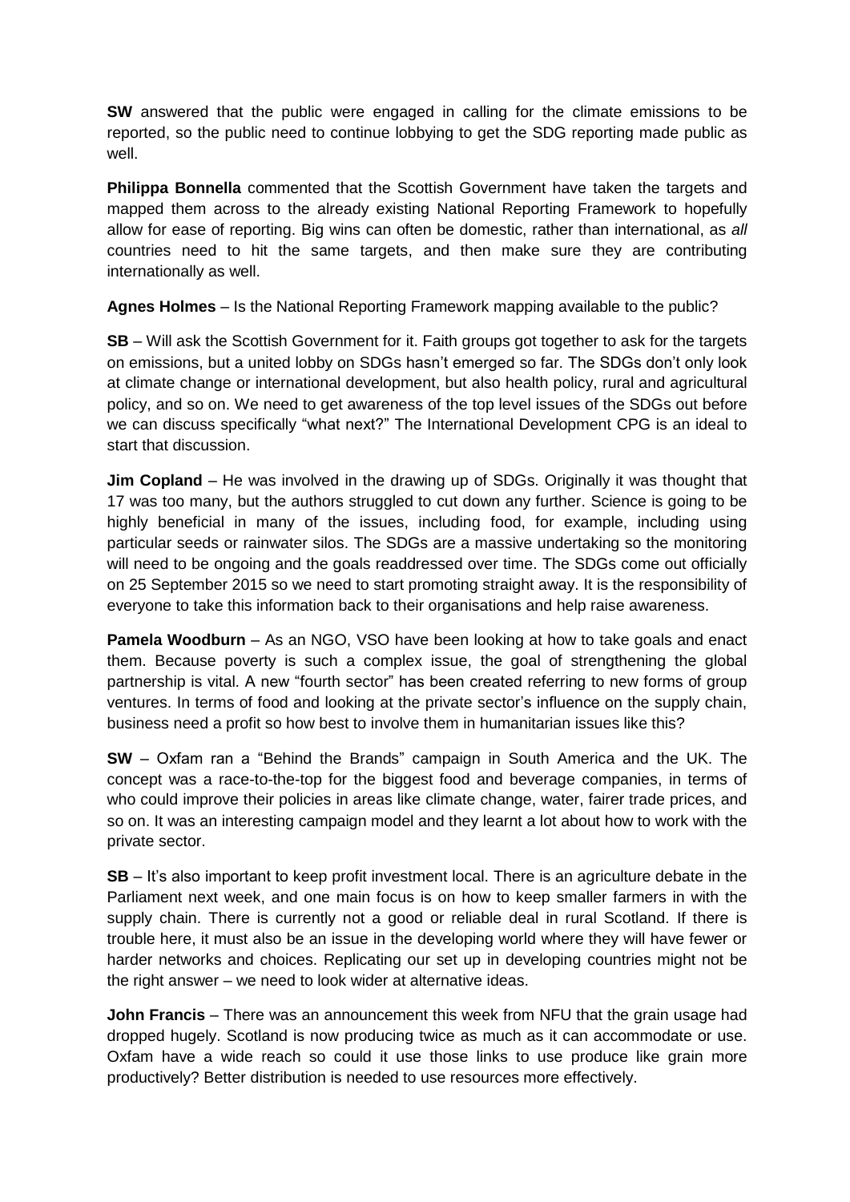**SW** answered that the public were engaged in calling for the climate emissions to be reported, so the public need to continue lobbying to get the SDG reporting made public as well.

**Philippa Bonnella** commented that the Scottish Government have taken the targets and mapped them across to the already existing National Reporting Framework to hopefully allow for ease of reporting. Big wins can often be domestic, rather than international, as *all* countries need to hit the same targets, and then make sure they are contributing internationally as well.

**Agnes Holmes** – Is the National Reporting Framework mapping available to the public?

**SB** – Will ask the Scottish Government for it. Faith groups got together to ask for the targets on emissions, but a united lobby on SDGs hasn't emerged so far. The SDGs don't only look at climate change or international development, but also health policy, rural and agricultural policy, and so on. We need to get awareness of the top level issues of the SDGs out before we can discuss specifically "what next?" The International Development CPG is an ideal to start that discussion.

**Jim Copland** – He was involved in the drawing up of SDGs. Originally it was thought that 17 was too many, but the authors struggled to cut down any further. Science is going to be highly beneficial in many of the issues, including food, for example, including using particular seeds or rainwater silos. The SDGs are a massive undertaking so the monitoring will need to be ongoing and the goals readdressed over time. The SDGs come out officially on 25 September 2015 so we need to start promoting straight away. It is the responsibility of everyone to take this information back to their organisations and help raise awareness.

**Pamela Woodburn** – As an NGO, VSO have been looking at how to take goals and enact them. Because poverty is such a complex issue, the goal of strengthening the global partnership is vital. A new "fourth sector" has been created referring to new forms of group ventures. In terms of food and looking at the private sector's influence on the supply chain, business need a profit so how best to involve them in humanitarian issues like this?

**SW** – Oxfam ran a "Behind the Brands" campaign in South America and the UK. The concept was a race-to-the-top for the biggest food and beverage companies, in terms of who could improve their policies in areas like climate change, water, fairer trade prices, and so on. It was an interesting campaign model and they learnt a lot about how to work with the private sector.

**SB** – It's also important to keep profit investment local. There is an agriculture debate in the Parliament next week, and one main focus is on how to keep smaller farmers in with the supply chain. There is currently not a good or reliable deal in rural Scotland. If there is trouble here, it must also be an issue in the developing world where they will have fewer or harder networks and choices. Replicating our set up in developing countries might not be the right answer – we need to look wider at alternative ideas.

**John Francis** – There was an announcement this week from NFU that the grain usage had dropped hugely. Scotland is now producing twice as much as it can accommodate or use. Oxfam have a wide reach so could it use those links to use produce like grain more productively? Better distribution is needed to use resources more effectively.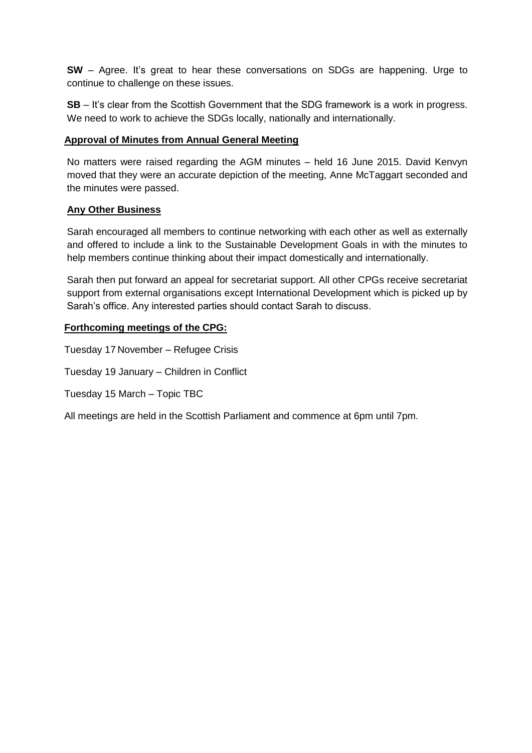**SW** – Agree. It's great to hear these conversations on SDGs are happening. Urge to continue to challenge on these issues.

**SB** – It's clear from the Scottish Government that the SDG framework is a work in progress. We need to work to achieve the SDGs locally, nationally and internationally.

## Approval of Minutes from Annual General Meeting

No matters were raised regarding the AGM minutes – held 16 June 2015. David Kenvyn moved that they were an accurate depiction of the meeting, Anne McTaggart seconded and the minutes were passed.

## Any Other Business

Sarah encouraged all members to continue networking with each other as well as externally and offered to include a link to the Sustainable Development Goals in with the minutes to help members continue thinking about their impact domestically and internationally.

Sarah then put forward an appeal for secretariat support. All other CPGs receive secretariat support from external organisations except International Development which is picked up by Sarah's office. Any interested parties should contact Sarah to discuss.

## Forthcoming meetings of the CPG:

Tuesday 17 November – Refugee Crisis

Tuesday 19 January – Children in Conflict

Tuesday 15 March – Topic TBC

All meetings are held in the Scottish Parliament and commence at 6pm until 7pm.